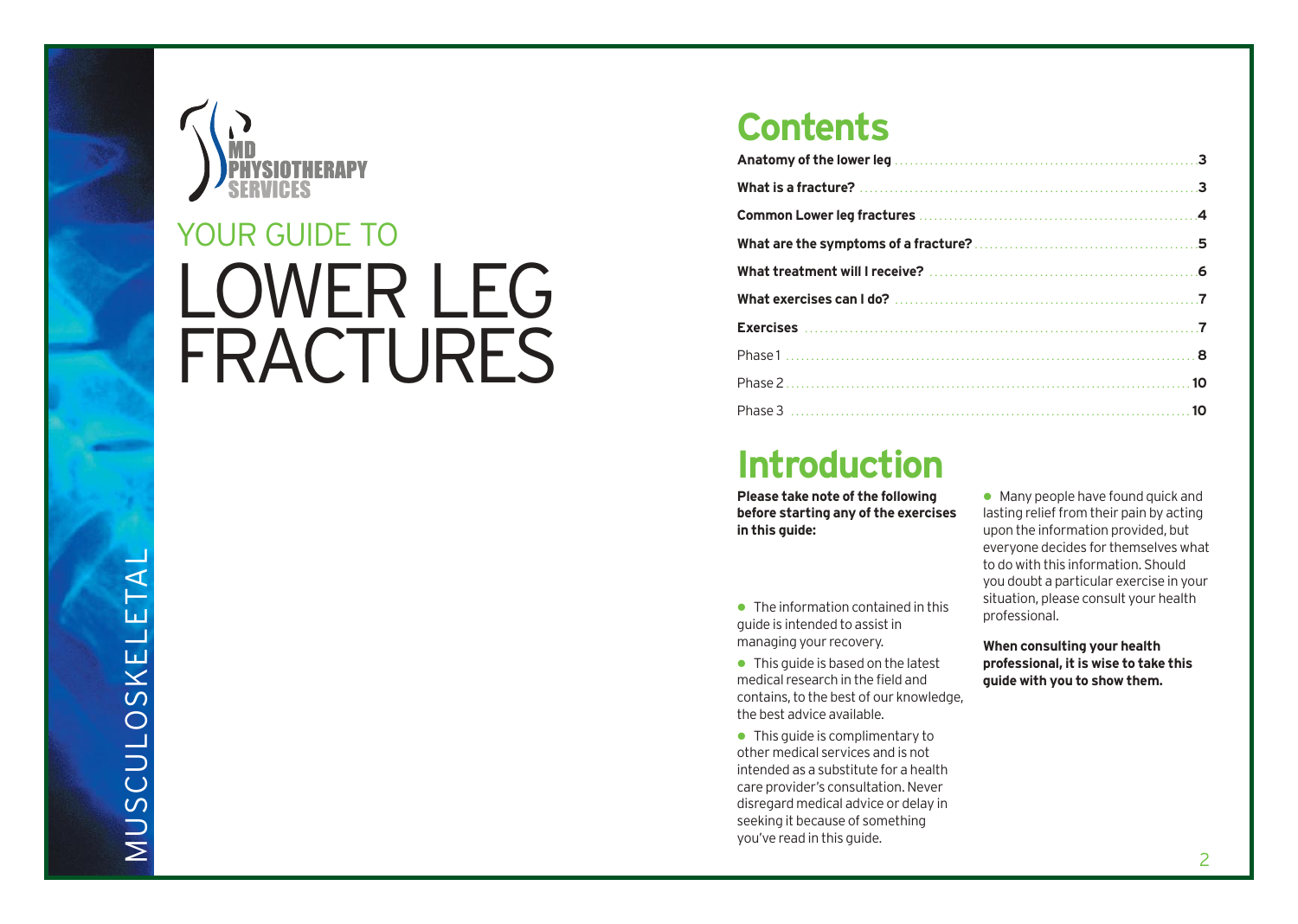MD PHYSIOTHERAPY SERVICES

YOUR GUIDE TO

# LOWER LEG FRACTURES

MUSCULOSKELETAL

## Contents

| | |
|---|---|
| **Anatomy of the lower leg** | **3** |
| **What is a fracture?** | **3** |
| **Common Lower leg fractures** | **4** |
| **What are the symptoms of a fracture?** | **5** |
| **What treatment will I receive?** | **6** |
| **What exercises can I do?** | **7** |
| **Exercises** | **7** |
| Phase 1 | **8** |
| Phase 2 | **10** |
| Phase 3 | **10** |

## Introduction

**Please take note of the following before starting any of the exercises in this guide:**

- The information contained in this guide is intended to assist in managing your recovery.
- This guide is based on the latest medical research in the field and contains, to the best of our knowledge, the best advice available.
- This guide is complimentary to other medical services and is not intended as a substitute for a health care provider's consultation. Never disregard medical advice or delay in seeking it because of something you've read in this guide.
- Many people have found quick and lasting relief from their pain by acting upon the information provided, but everyone decides for themselves what to do with this information. Should you doubt a particular exercise in your situation, please consult your health professional.

**When consulting your health professional, it is wise to take this guide with you to show them.**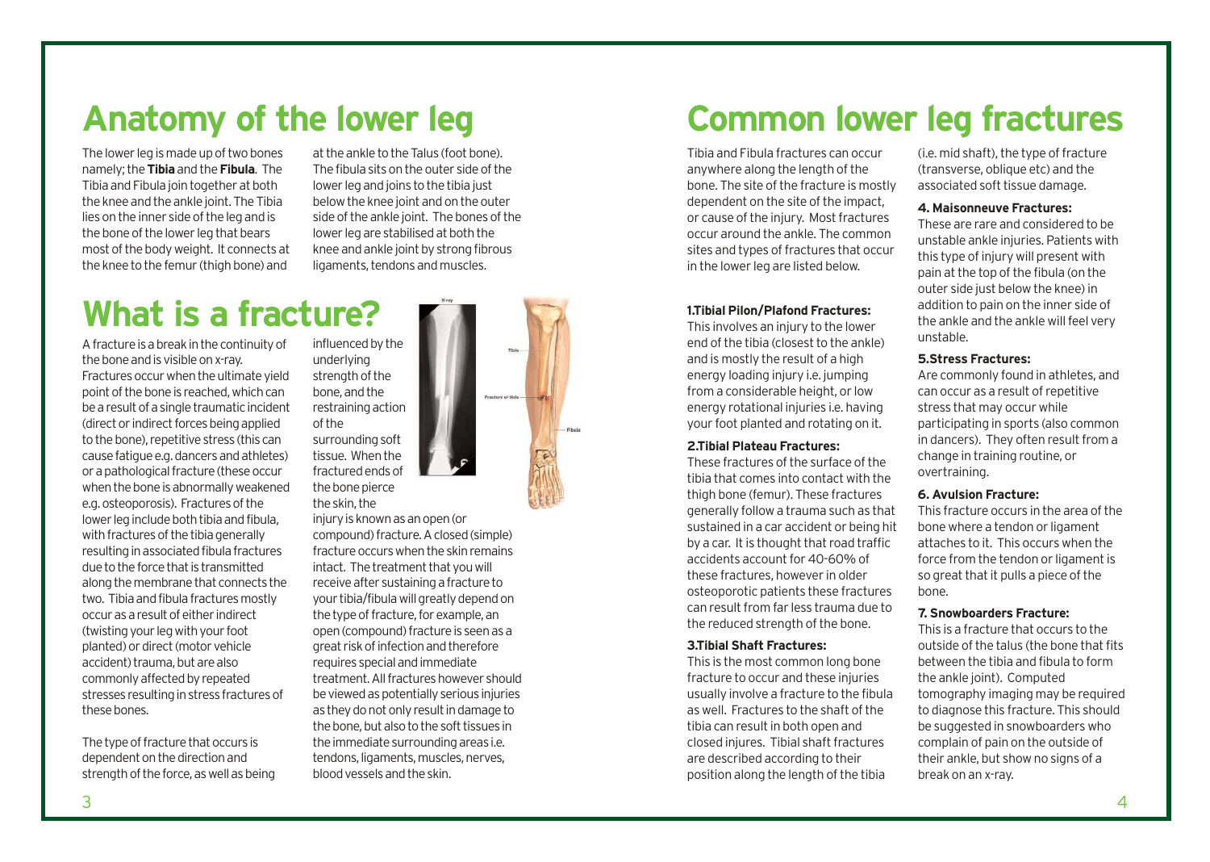# Anatomy of the lower leg

The lower leg is made up of two bones namely; the **Tibia** and the **Fibula**. The Tibia and Fibula join together at both the knee and the ankle joint. The Tibia lies on the inner side of the leg and is the bone of the lower leg that bears most of the body weight. It connects at the knee to the femur (thigh bone) and at the ankle to the Talus (foot bone). The fibula sits on the outer side of the lower leg and joins to the tibia just below the knee joint and on the outer side of the ankle joint. The bones of the lower leg are stabilised at both the knee and ankle joint by strong fibrous ligaments, tendons and muscles.

# What is a fracture?

A fracture is a break in the continuity of the bone and is visible on x-ray. Fractures occur when the ultimate yield point of the bone is reached, which can be a result of a single traumatic incident (direct or indirect forces being applied to the bone), repetitive stress (this can cause fatigue e.g. dancers and athletes) or a pathological fracture (these occur when the bone is abnormally weakened e.g. osteoporosis). Fractures of the lower leg include both tibia and fibula, with fractures of the tibia generally resulting in associated fibula fractures due to the force that is transmitted along the membrane that connects the two. Tibia and fibula fractures mostly occur as a result of either indirect (twisting your leg with your foot planted) or direct (motor vehicle accident) trauma, but are also commonly affected by repeated stresses resulting in stress fractures of these bones.

The type of fracture that occurs is dependent on the direction and strength of the force, as well as being influenced by the underlying strength of the bone, and the restraining action of the surrounding soft tissue. When the fractured ends of the bone pierce the skin, the injury is known as an open (or compound) fracture. A closed (simple) fracture occurs when the skin remains intact. The treatment that you will receive after sustaining a fracture to your tibia/fibula will greatly depend on the type of fracture, for example, an open (compound) fracture is seen as a great risk of infection and therefore requires special and immediate treatment. All fractures however should be viewed as potentially serious injuries as they do not only result in damage to the bone, but also to the soft tissues in the immediate surrounding areas i.e. tendons, ligaments, muscles, nerves, blood vessels and the skin.

# Common lower leg fractures

Tibia and Fibula fractures can occur anywhere along the length of the bone. The site of the fracture is mostly dependent on the site of the impact, or cause of the injury. Most fractures occur around the ankle. The common sites and types of fractures that occur in the lower leg are listed below.

**1.Tibial Pilon/Plafond Fractures:**
This involves an injury to the lower end of the tibia (closest to the ankle) and is mostly the result of a high energy loading injury i.e. jumping from a considerable height, or low energy rotational injuries i.e. having your foot planted and rotating on it.

**2.Tibial Plateau Fractures:**
These fractures of the surface of the tibia that comes into contact with the thigh bone (femur). These fractures generally follow a trauma such as that sustained in a car accident or being hit by a car. It is thought that road traffic accidents account for 40-60% of these fractures, however in older osteoporotic patients these fractures can result from far less trauma due to the reduced strength of the bone.

**3.Tibial Shaft Fractures:**
This is the most common long bone fracture to occur and these injuries usually involve a fracture to the fibula as well. Fractures to the shaft of the tibia can result in both open and closed injures. Tibial shaft fractures are described according to their position along the length of the tibia (i.e. mid shaft), the type of fracture (transverse, oblique etc) and the associated soft tissue damage.

**4. Maisonneuve Fractures:**
These are rare and considered to be unstable ankle injuries. Patients with this type of injury will present with pain at the top of the fibula (on the outer side just below the knee) in addition to pain on the inner side of the ankle and the ankle will feel very unstable.

**5.Stress Fractures:**
Are commonly found in athletes, and can occur as a result of repetitive stress that may occur while participating in sports (also common in dancers). They often result from a change in training routine, or overtraining.

**6. Avulsion Fracture:**
This fracture occurs in the area of the bone where a tendon or ligament attaches to it. This occurs when the force from the tendon or ligament is so great that it pulls a piece of the bone.

**7. Snowboarders Fracture:**
This is a fracture that occurs to the outside of the talus (the bone that fits between the tibia and fibula to form the ankle joint). Computed tomography imaging may be required to diagnose this fracture. This should be suggested in snowboarders who complain of pain on the outside of their ankle, but show no signs of a break on an x-ray.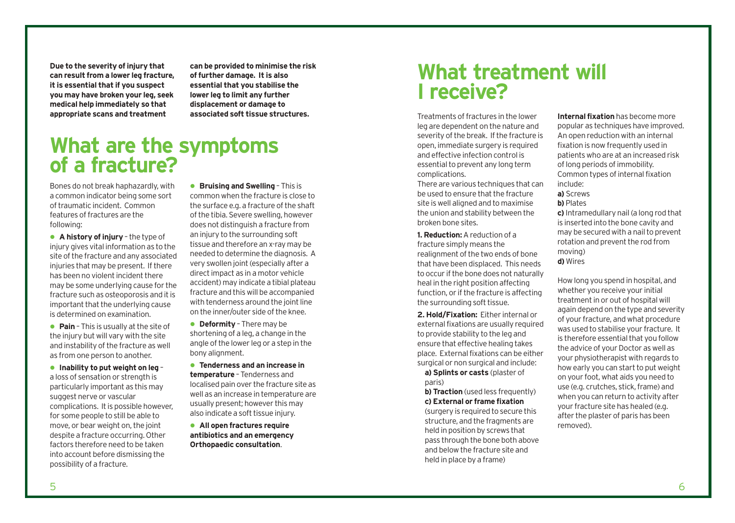**Due to the severity of injury that can result from a lower leg fracture, it is essential that if you suspect you may have broken your leg, seek medical help immediately so that appropriate scans and treatment can be provided to minimise the risk of further damage. It is also essential that you stabilise the lower leg to limit any further displacement or damage to associated soft tissue structures.**

# What are the symptoms of a fracture?

Bones do not break haphazardly, with a common indicator being some sort of traumatic incident. Common features of fractures are the following:

- **A history of injury** – the type of injury gives vital information as to the site of the fracture and any associated injuries that may be present. If there has been no violent incident there may be some underlying cause for the fracture such as osteoporosis and it is important that the underlying cause is determined on examination.
- **Pain** – This is usually at the site of the injury but will vary with the site and instability of the fracture as well as from one person to another.
- **Inability to put weight on leg** – a loss of sensation or strength is particularly important as this may suggest nerve or vascular complications. It is possible however, for some people to still be able to move, or bear weight on, the joint despite a fracture occurring. Other factors therefore need to be taken into account before dismissing the possibility of a fracture.
- **Bruising and Swelling** – This is common when the fracture is close to the surface e.g. a fracture of the shaft of the tibia. Severe swelling, however does not distinguish a fracture from an injury to the surrounding soft tissue and therefore an x-ray may be needed to determine the diagnosis. A very swollen joint (especially after a direct impact as in a motor vehicle accident) may indicate a tibial plateau fracture and this will be accompanied with tenderness around the joint line on the inner/outer side of the knee.
- **Deformity** – There may be shortening of a leg, a change in the angle of the lower leg or a step in the bony alignment.
- **Tenderness and an increase in temperature** – Tenderness and localised pain over the fracture site as well as an increase in temperature are usually present; however this may also indicate a soft tissue injury.
- **All open fractures require antibiotics and an emergency Orthopaedic consultation**.

# What treatment will I receive?

Treatments of fractures in the lower leg are dependent on the nature and severity of the break. If the fracture is open, immediate surgery is required and effective infection control is essential to prevent any long term complications.

There are various techniques that can be used to ensure that the fracture site is well aligned and to maximise the union and stability between the broken bone sites.

**1. Reduction:** A reduction of a fracture simply means the realignment of the two ends of bone that have been displaced. This needs to occur if the bone does not naturally heal in the right position affecting function, or if the fracture is affecting the surrounding soft tissue.

**2. Hold/Fixation:** Either internal or external fixations are usually required to provide stability to the leg and ensure that effective healing takes place. External fixations can be either surgical or non surgical and include:

**a) Splints or casts** (plaster of paris)

**b) Traction** (used less frequently)

**c) External or frame fixation** (surgery is required to secure this structure, and the fragments are held in position by screws that pass through the bone both above and below the fracture site and held in place by a frame)

**Internal fixation** has become more popular as techniques have improved. An open reduction with an internal fixation is now frequently used in patients who are at an increased risk of long periods of immobility. Common types of internal fixation include:

**a)** Screws

**b)** Plates

**c)** Intramedullary nail (a long rod that is inserted into the bone cavity and may be secured with a nail to prevent rotation and prevent the rod from moving)

**d)** Wires

How long you spend in hospital, and whether you receive your initial treatment in or out of hospital will again depend on the type and severity of your fracture, and what procedure was used to stabilise your fracture. It is therefore essential that you follow the advice of your Doctor as well as your physiotherapist with regards to how early you can start to put weight on your foot, what aids you need to use (e.g. crutches, stick, frame) and when you can return to activity after your fracture site has healed (e.g. after the plaster of paris has been removed).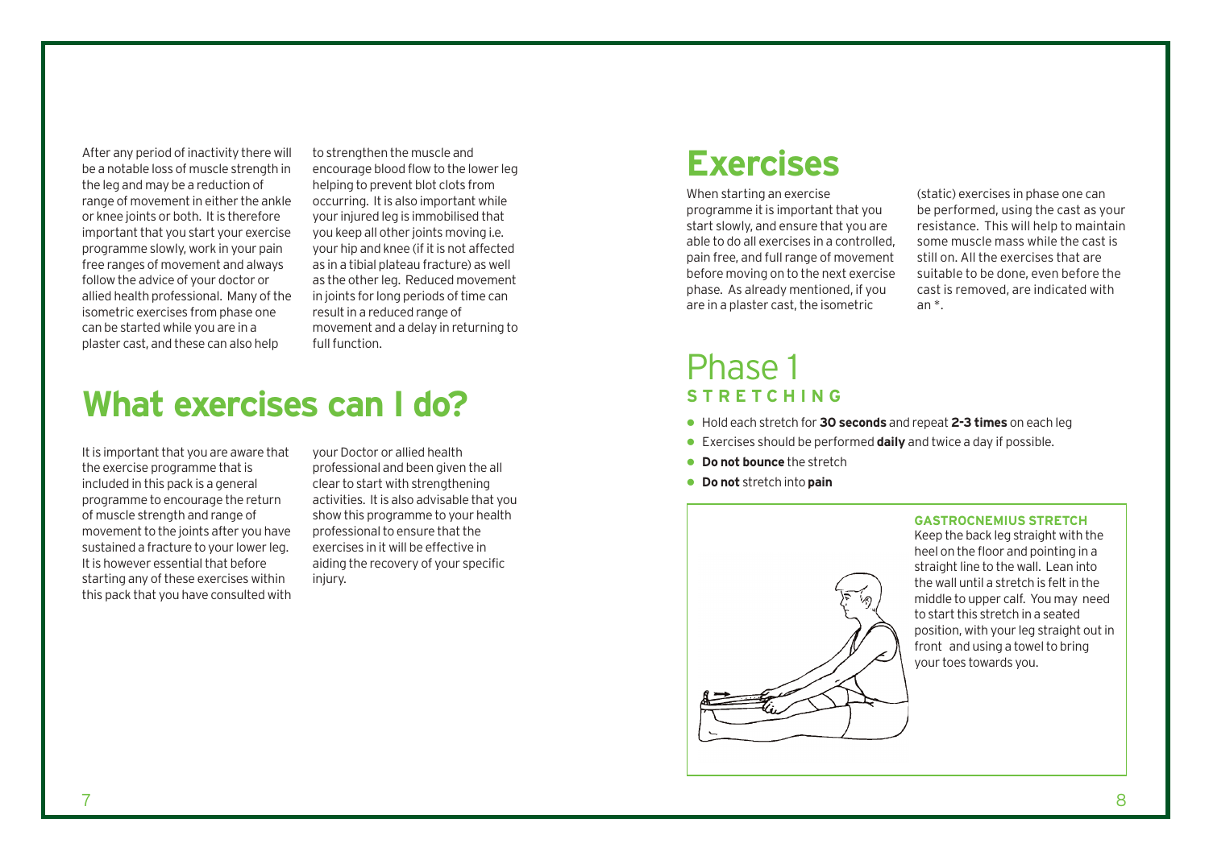After any period of inactivity there will be a notable loss of muscle strength in the leg and may be a reduction of range of movement in either the ankle or knee joints or both. It is therefore important that you start your exercise programme slowly, work in your pain free ranges of movement and always follow the advice of your doctor or allied health professional. Many of the isometric exercises from phase one can be started while you are in a plaster cast, and these can also help to strengthen the muscle and encourage blood flow to the lower leg helping to prevent blot clots from occurring. It is also important while your injured leg is immobilised that you keep all other joints moving i.e. your hip and knee (if it is not affected as in a tibial plateau fracture) as well as the other leg. Reduced movement in joints for long periods of time can result in a reduced range of movement and a delay in returning to full function.

# What exercises can I do?

It is important that you are aware that the exercise programme that is included in this pack is a general programme to encourage the return of muscle strength and range of movement to the joints after you have sustained a fracture to your lower leg. It is however essential that before starting any of these exercises within this pack that you have consulted with your Doctor or allied health professional and been given the all clear to start with strengthening activities. It is also advisable that you show this programme to your health professional to ensure that the exercises in it will be effective in aiding the recovery of your specific injury.

# Exercises

When starting an exercise programme it is important that you start slowly, and ensure that you are able to do all exercises in a controlled, pain free, and full range of movement before moving on to the next exercise phase. As already mentioned, if you are in a plaster cast, the isometric (static) exercises in phase one can be performed, using the cast as your resistance. This will help to maintain some muscle mass while the cast is still on. All the exercises that are suitable to be done, even before the cast is removed, are indicated with an *.

## Phase 1

### STRETCHING

- Hold each stretch for **30 seconds** and repeat **2-3 times** on each leg
- Exercises should be performed **daily** and twice a day if possible.
- **Do not bounce** the stretch
- **Do not** stretch into **pain**

**GASTROCNEMIUS STRETCH**

Keep the back leg straight with the heel on the floor and pointing in a straight line to the wall. Lean into the wall until a stretch is felt in the middle to upper calf. You may need to start this stretch in a seated position, with your leg straight out in front and using a towel to bring your toes towards you.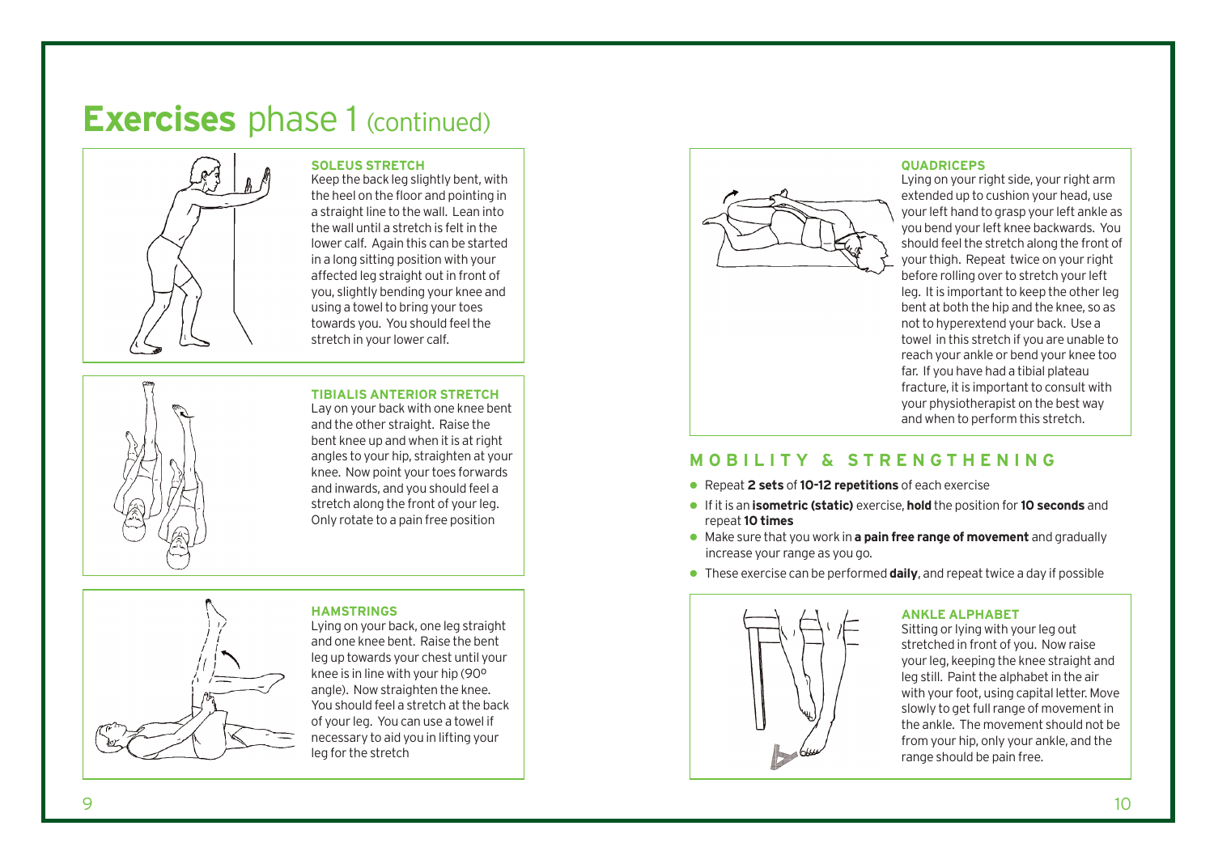# **Exercises** phase 1 (continued)

### SOLEUS STRETCH

Keep the back leg slightly bent, with the heel on the floor and pointing in a straight line to the wall. Lean into the wall until a stretch is felt in the lower calf. Again this can be started in a long sitting position with your affected leg straight out in front of you, slightly bending your knee and using a towel to bring your toes towards you. You should feel the stretch in your lower calf.

### TIBIALIS ANTERIOR STRETCH

Lay on your back with one knee bent and the other straight. Raise the bent knee up and when it is at right angles to your hip, straighten at your knee. Now point your toes forwards and inwards, and you should feel a stretch along the front of your leg. Only rotate to a pain free position

### HAMSTRINGS

Lying on your back, one leg straight and one knee bent. Raise the bent leg up towards your chest until your knee is in line with your hip (90º angle). Now straighten the knee. You should feel a stretch at the back of your leg. You can use a towel if necessary to aid you in lifting your leg for the stretch

### QUADRICEPS

Lying on your right side, your right arm extended up to cushion your head, use your left hand to grasp your left ankle as you bend your left knee backwards. You should feel the stretch along the front of your thigh. Repeat twice on your right before rolling over to stretch your left leg. It is important to keep the other leg bent at both the hip and the knee, so as not to hyperextend your back. Use a towel in this stretch if you are unable to reach your ankle or bend your knee too far. If you have had a tibial plateau fracture, it is important to consult with your physiotherapist on the best way and when to perform this stretch.

## MOBILITY & STRENGTHENING

- Repeat **2 sets** of **10-12 repetitions** of each exercise
- If it is an **isometric (static)** exercise, **hold** the position for **10 seconds** and repeat **10 times**
- Make sure that you work in **a pain free range of movement** and gradually increase your range as you go.
- These exercise can be performed **daily**, and repeat twice a day if possible

### ANKLE ALPHABET

Sitting or lying with your leg out stretched in front of you. Now raise your leg, keeping the knee straight and leg still. Paint the alphabet in the air with your foot, using capital letter. Move slowly to get full range of movement in the ankle. The movement should not be from your hip, only your ankle, and the range should be pain free.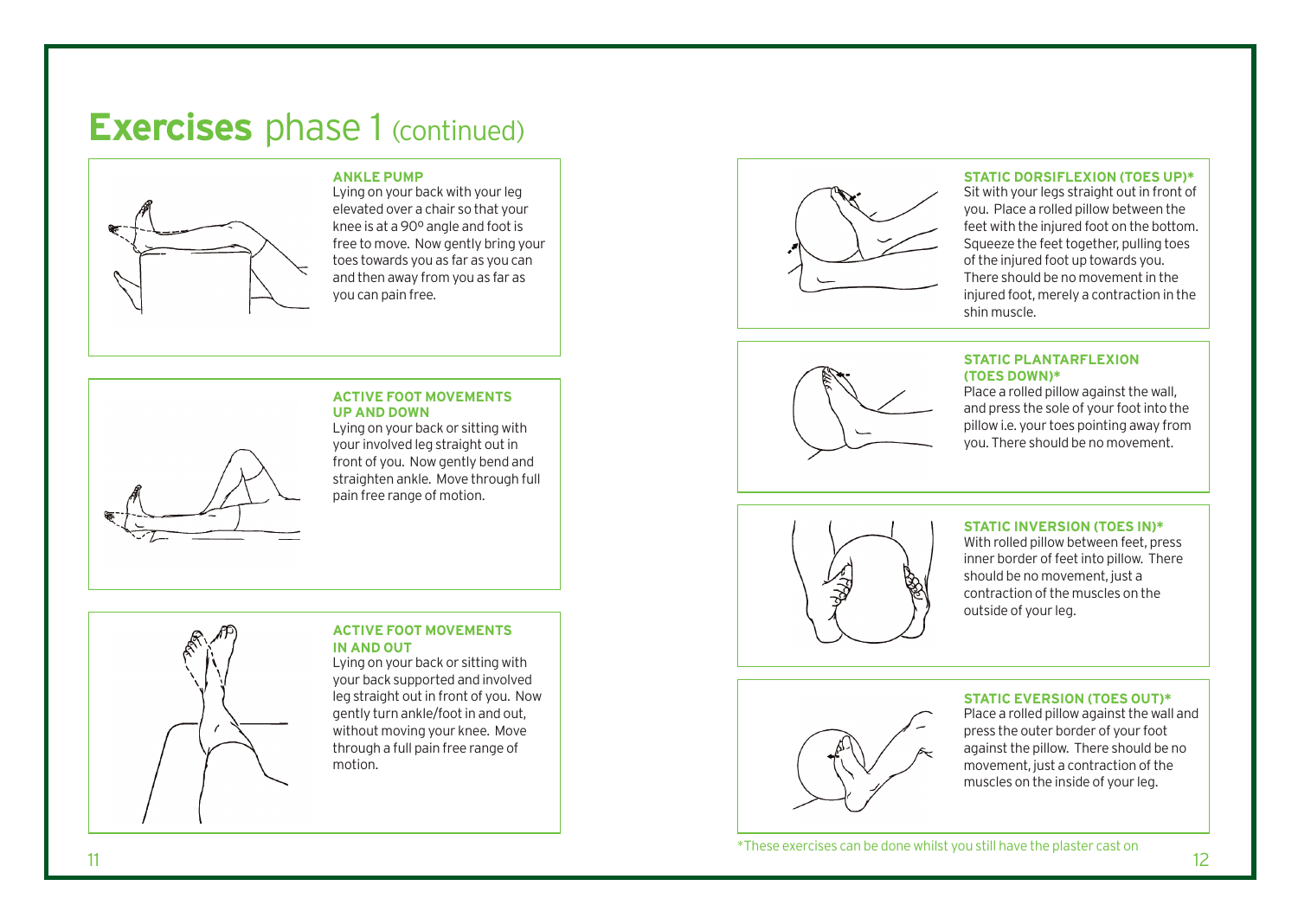# **Exercises** phase 1 (continued)

### ANKLE PUMP

Lying on your back with your leg elevated over a chair so that your knee is at a 90º angle and foot is free to move. Now gently bring your toes towards you as far as you can and then away from you as far as you can pain free.

### ACTIVE FOOT MOVEMENTS UP AND DOWN

Lying on your back or sitting with your involved leg straight out in front of you. Now gently bend and straighten ankle. Move through full pain free range of motion.

### ACTIVE FOOT MOVEMENTS IN AND OUT

Lying on your back or sitting with your back supported and involved leg straight out in front of you. Now gently turn ankle/foot in and out, without moving your knee. Move through a full pain free range of motion.

### STATIC DORSIFLEXION (TOES UP)*

Sit with your legs straight out in front of you. Place a rolled pillow between the feet with the injured foot on the bottom. Squeeze the feet together, pulling toes of the injured foot up towards you. There should be no movement in the injured foot, merely a contraction in the shin muscle.

### STATIC PLANTARFLEXION (TOES DOWN)*

Place a rolled pillow against the wall, and press the sole of your foot into the pillow i.e. your toes pointing away from you. There should be no movement.

### STATIC INVERSION (TOES IN)*

With rolled pillow between feet, press inner border of feet into pillow. There should be no movement, just a contraction of the muscles on the outside of your leg.

### STATIC EVERSION (TOES OUT)*

Place a rolled pillow against the wall and press the outer border of your foot against the pillow. There should be no movement, just a contraction of the muscles on the inside of your leg.

*These exercises can be done whilst you still have the plaster cast on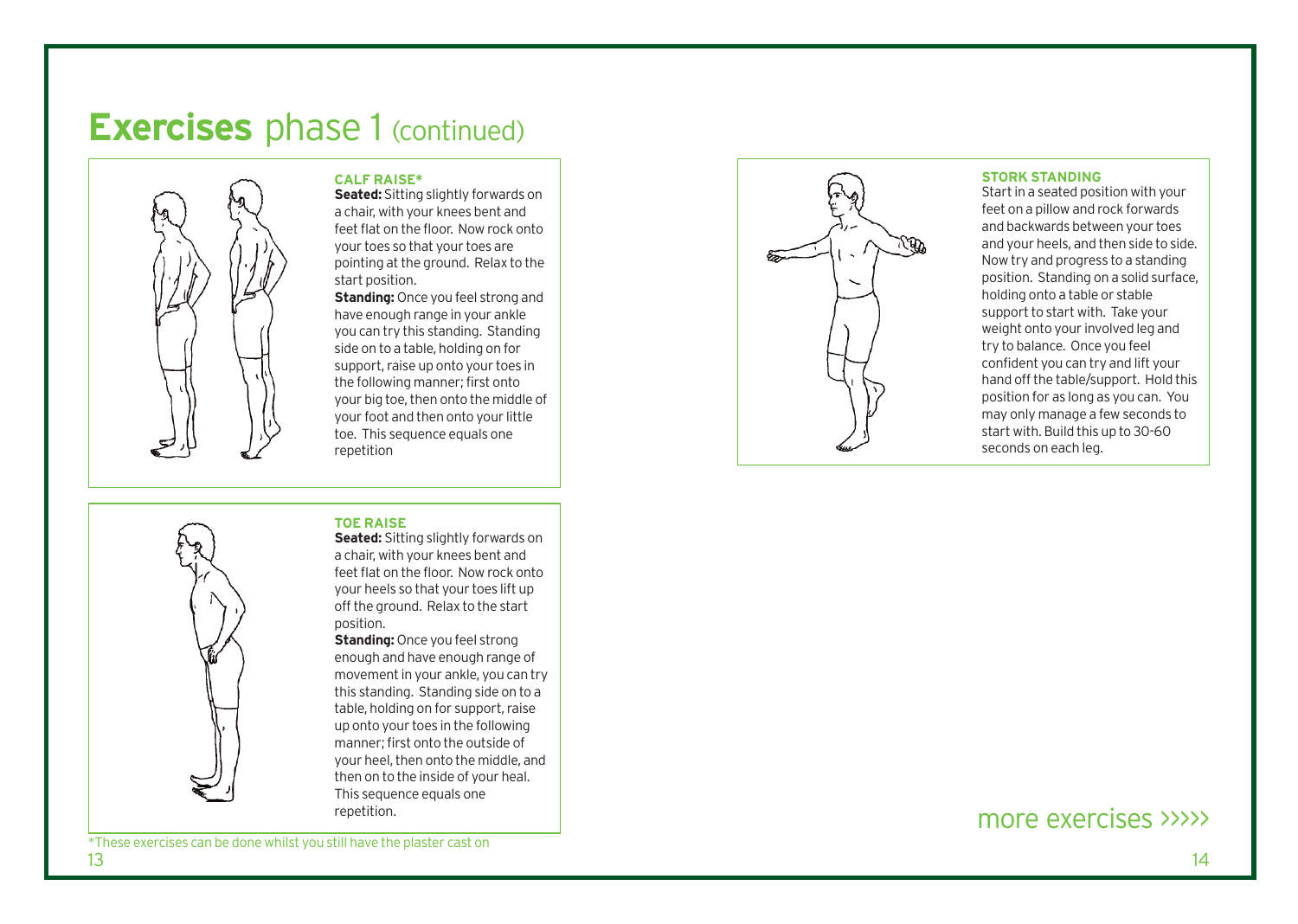# **Exercises** phase 1 (continued)

### CALF RAISE*

**Seated:** Sitting slightly forwards on a chair, with your knees bent and feet flat on the floor. Now rock onto your toes so that your toes are pointing at the ground. Relax to the start position.

**Standing:** Once you feel strong and have enough range in your ankle you can try this standing. Standing side on to a table, holding on for support, raise up onto your toes in the following manner; first onto your big toe, then onto the middle of your foot and then onto your little toe. This sequence equals one repetition

### TOE RAISE

**Seated:** Sitting slightly forwards on a chair, with your knees bent and feet flat on the floor. Now rock onto your heels so that your toes lift up off the ground. Relax to the start position.

**Standing:** Once you feel strong enough and have enough range of movement in your ankle, you can try this standing. Standing side on to a table, holding on for support, raise up onto your toes in the following manner; first onto the outside of your heel, then onto the middle, and then on to the inside of your heal. This sequence equals one repetition.

*These exercises can be done whilst you still have the plaster cast on

### STORK STANDING

Start in a seated position with your feet on a pillow and rock forwards and backwards between your toes and your heels, and then side to side. Now try and progress to a standing position. Standing on a solid surface, holding onto a table or stable support to start with. Take your weight onto your involved leg and try to balance. Once you feel confident you can try and lift your hand off the table/support. Hold this position for as long as you can. You may only manage a few seconds to start with. Build this up to 30-60 seconds on each leg.

more exercises >>>>>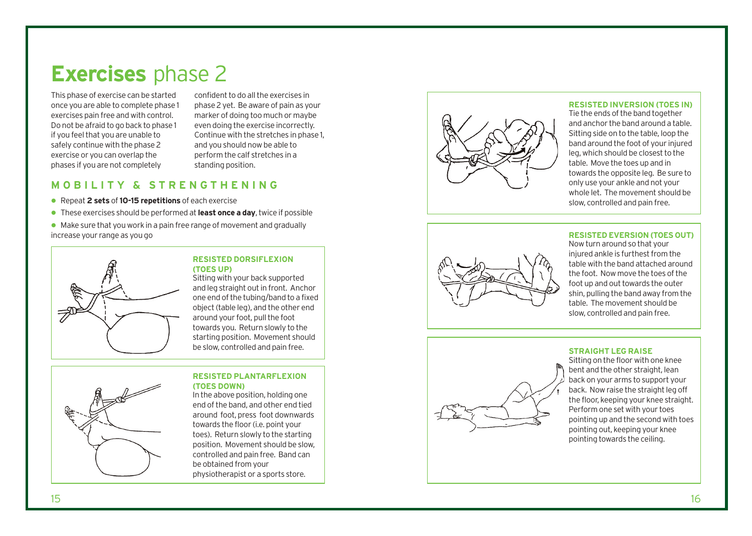# **Exercises** phase 2

This phase of exercise can be started once you are able to complete phase 1 exercises pain free and with control. Do not be afraid to go back to phase 1 if you feel that you are unable to safely continue with the phase 2 exercise or you can overlap the phases if you are not completely confident to do all the exercises in phase 2 yet. Be aware of pain as your marker of doing too much or maybe even doing the exercise incorrectly. Continue with the stretches in phase 1, and you should now be able to perform the calf stretches in a standing position.

## MOBILITY & STRENGTHENING

- Repeat **2 sets** of **10-15 repetitions** of each exercise
- These exercises should be performed at **least once a day**, twice if possible
- Make sure that you work in a pain free range of movement and gradually increase your range as you go

### RESISTED DORSIFLEXION (TOES UP)

Sitting with your back supported and leg straight out in front. Anchor one end of the tubing/band to a fixed object (table leg), and the other end around your foot, pull the foot towards you. Return slowly to the starting position. Movement should be slow, controlled and pain free.

### RESISTED PLANTARFLEXION (TOES DOWN)

In the above position, holding one end of the band, and other end tied around foot, press foot downwards towards the floor (i.e. point your toes). Return slowly to the starting position. Movement should be slow, controlled and pain free. Band can be obtained from your physiotherapist or a sports store.

### RESISTED INVERSION (TOES IN)

Tie the ends of the band together and anchor the band around a table. Sitting side on to the table, loop the band around the foot of your injured leg, which should be closest to the table. Move the toes up and in towards the opposite leg. Be sure to only use your ankle and not your whole let. The movement should be slow, controlled and pain free.

### RESISTED EVERSION (TOES OUT)

Now turn around so that your injured ankle is furthest from the table with the band attached around the foot. Now move the toes of the foot up and out towards the outer shin, pulling the band away from the table. The movement should be slow, controlled and pain free.

### STRAIGHT LEG RAISE

Sitting on the floor with one knee bent and the other straight, lean back on your arms to support your back. Now raise the straight leg off the floor, keeping your knee straight. Perform one set with your toes pointing up and the second with toes pointing out, keeping your knee pointing towards the ceiling.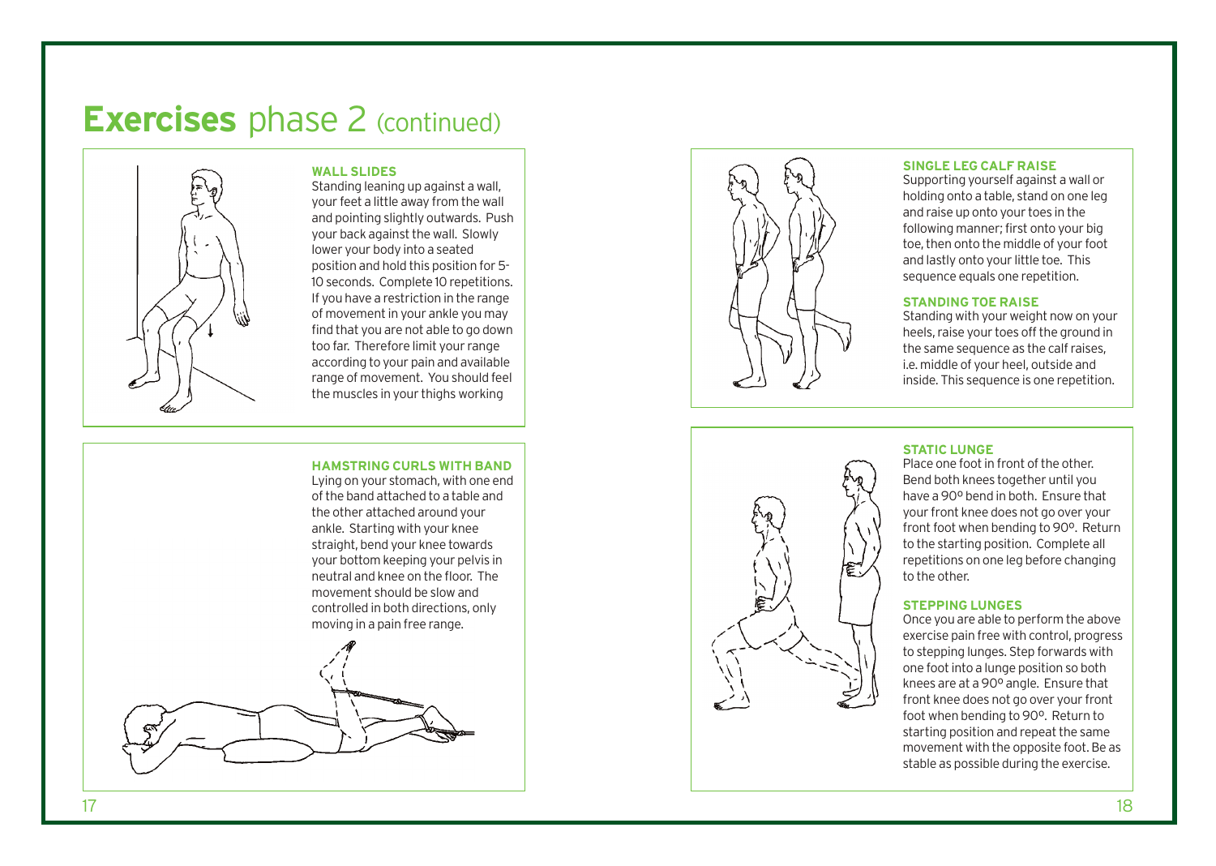# **Exercises** phase 2 (continued)

### WALL SLIDES

Standing leaning up against a wall, your feet a little away from the wall and pointing slightly outwards. Push your back against the wall. Slowly lower your body into a seated position and hold this position for 5-10 seconds. Complete 10 repetitions. If you have a restriction in the range of movement in your ankle you may find that you are not able to go down too far. Therefore limit your range according to your pain and available range of movement. You should feel the muscles in your thighs working

### HAMSTRING CURLS WITH BAND

Lying on your stomach, with one end of the band attached to a table and the other attached around your ankle. Starting with your knee straight, bend your knee towards your bottom keeping your pelvis in neutral and knee on the floor. The movement should be slow and controlled in both directions, only moving in a pain free range.

### SINGLE LEG CALF RAISE

Supporting yourself against a wall or holding onto a table, stand on one leg and raise up onto your toes in the following manner; first onto your big toe, then onto the middle of your foot and lastly onto your little toe. This sequence equals one repetition.

### STANDING TOE RAISE

Standing with your weight now on your heels, raise your toes off the ground in the same sequence as the calf raises, i.e. middle of your heel, outside and inside. This sequence is one repetition.

### STATIC LUNGE

Place one foot in front of the other. Bend both knees together until you have a 90º bend in both. Ensure that your front knee does not go over your front foot when bending to 90º. Return to the starting position. Complete all repetitions on one leg before changing to the other.

### STEPPING LUNGES

Once you are able to perform the above exercise pain free with control, progress to stepping lunges. Step forwards with one foot into a lunge position so both knees are at a 90º angle. Ensure that front knee does not go over your front foot when bending to 90º. Return to starting position and repeat the same movement with the opposite foot. Be as stable as possible during the exercise.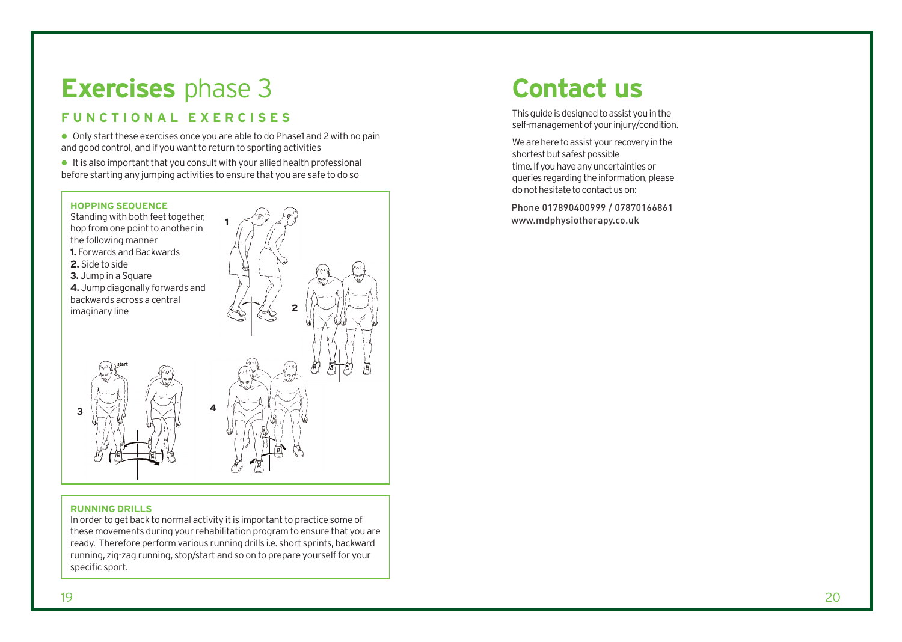# **Exercises** phase 3

## FUNCTIONAL EXERCISES

- Only start these exercises once you are able to do Phase1 and 2 with no pain and good control, and if you want to return to sporting activities
- It is also important that you consult with your allied health professional before starting any jumping activities to ensure that you are safe to do so

### HOPPING SEQUENCE

Standing with both feet together, hop from one point to another in the following manner

**1.** Forwards and Backwards
**2.** Side to side
**3.** Jump in a Square
**4.** Jump diagonally forwards and backwards across a central imaginary line

### RUNNING DRILLS

In order to get back to normal activity it is important to practice some of these movements during your rehabilitation program to ensure that you are ready. Therefore perform various running drills i.e. short sprints, backward running, zig-zag running, stop/start and so on to prepare yourself for your specific sport.

# Contact us

This guide is designed to assist you in the self-management of your injury/condition.

We are here to assist your recovery in the shortest but safest possible time. If you have any uncertainties or queries regarding the information, please do not hesitate to contact us on:

Phone 017890400999 / 07870166861
www.mdphysiotherapy.co.uk